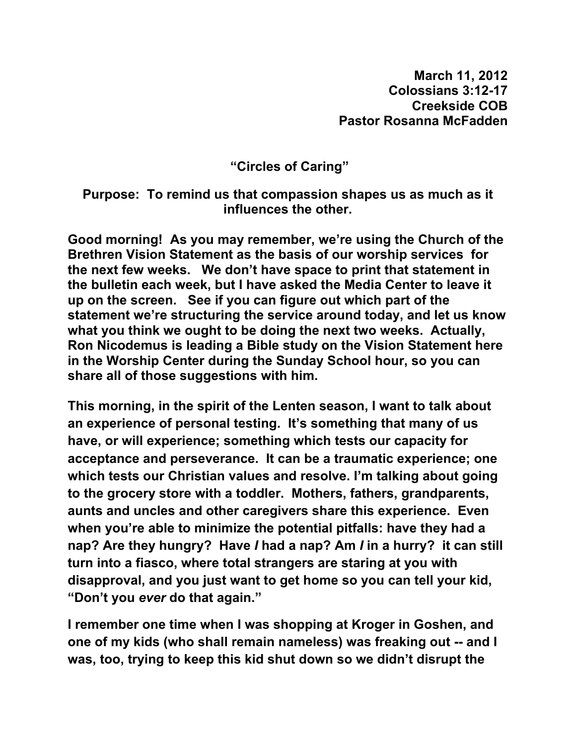**March 11, 2012**
**Colossians 3:12-17**
**Creekside COB**
**Pastor Rosanna McFadden**

# "Circles of Caring"

**Purpose: To remind us that compassion shapes us as much as it influences the other.**

**Good morning! As you may remember, we're using the Church of the Brethren Vision Statement as the basis of our worship services for the next few weeks. We don't have space to print that statement in the bulletin each week, but I have asked the Media Center to leave it up on the screen. See if you can figure out which part of the statement we're structuring the service around today, and let us know what you think we ought to be doing the next two weeks. Actually, Ron Nicodemus is leading a Bible study on the Vision Statement here in the Worship Center during the Sunday School hour, so you can share all of those suggestions with him.**

**This morning, in the spirit of the Lenten season, I want to talk about an experience of personal testing. It's something that many of us have, or will experience; something which tests our capacity for acceptance and perseverance. It can be a traumatic experience; one which tests our Christian values and resolve. I'm talking about going to the grocery store with a toddler. Mothers, fathers, grandparents, aunts and uncles and other caregivers share this experience. Even when you're able to minimize the potential pitfalls: have they had a nap? Are they hungry? Have *I* had a nap? Am *I* in a hurry? it can still turn into a fiasco, where total strangers are staring at you with disapproval, and you just want to get home so you can tell your kid, "Don't you *ever* do that again."**

**I remember one time when I was shopping at Kroger in Goshen, and one of my kids (who shall remain nameless) was freaking out -- and I was, too, trying to keep this kid shut down so we didn't disrupt the**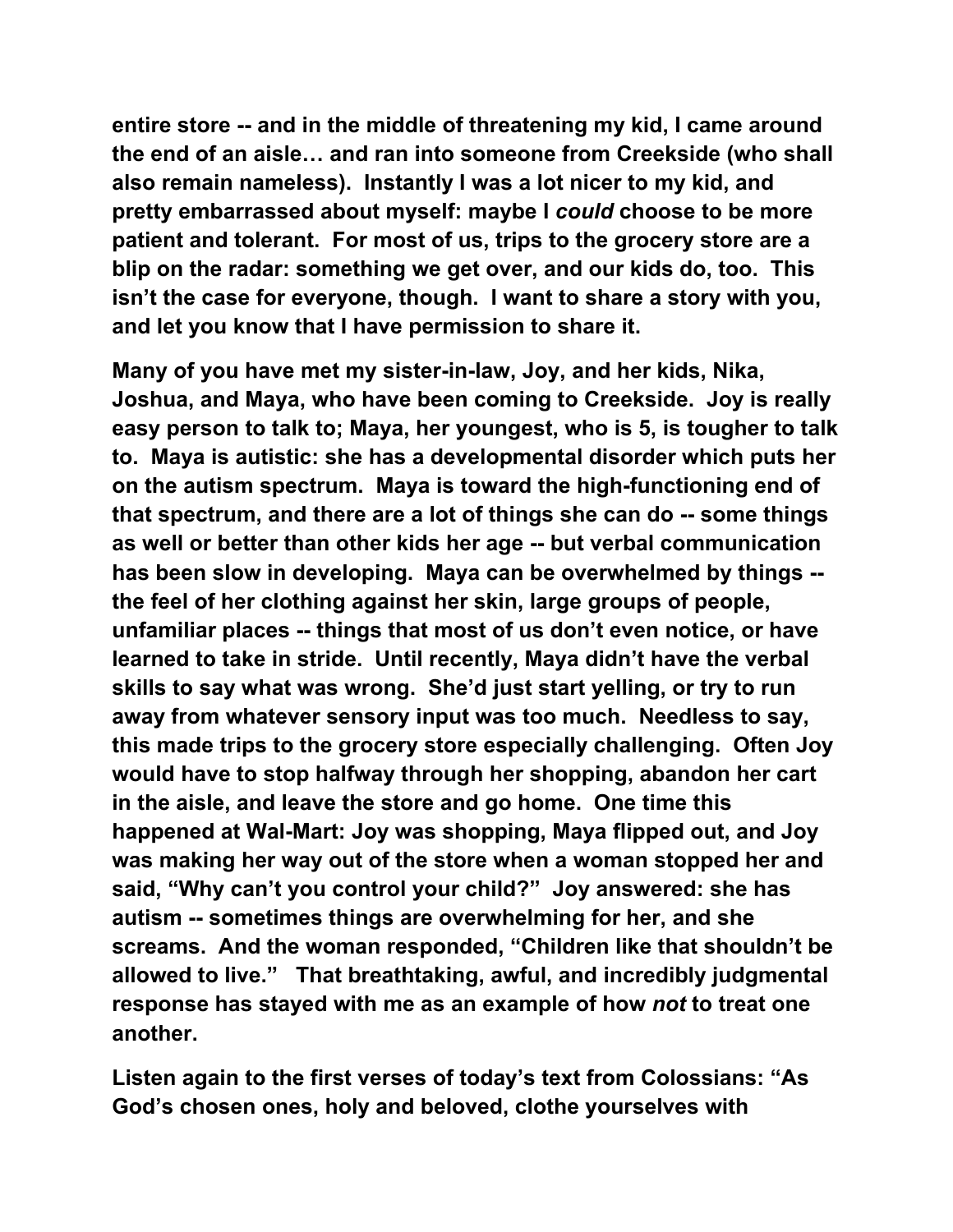**entire store -- and in the middle of threatening my kid, I came around the end of an aisle… and ran into someone from Creekside (who shall also remain nameless). Instantly I was a lot nicer to my kid, and pretty embarrassed about myself: maybe I *could* choose to be more patient and tolerant. For most of us, trips to the grocery store are a blip on the radar: something we get over, and our kids do, too. This isn't the case for everyone, though. I want to share a story with you, and let you know that I have permission to share it.**

**Many of you have met my sister-in-law, Joy, and her kids, Nika, Joshua, and Maya, who have been coming to Creekside. Joy is really easy person to talk to; Maya, her youngest, who is 5, is tougher to talk to. Maya is autistic: she has a developmental disorder which puts her on the autism spectrum. Maya is toward the high-functioning end of that spectrum, and there are a lot of things she can do -- some things as well or better than other kids her age -- but verbal communication has been slow in developing. Maya can be overwhelmed by things -- the feel of her clothing against her skin, large groups of people, unfamiliar places -- things that most of us don't even notice, or have learned to take in stride. Until recently, Maya didn't have the verbal skills to say what was wrong. She'd just start yelling, or try to run away from whatever sensory input was too much. Needless to say, this made trips to the grocery store especially challenging. Often Joy would have to stop halfway through her shopping, abandon her cart in the aisle, and leave the store and go home. One time this happened at Wal-Mart: Joy was shopping, Maya flipped out, and Joy was making her way out of the store when a woman stopped her and said, "Why can't you control your child?" Joy answered: she has autism -- sometimes things are overwhelming for her, and she screams. And the woman responded, "Children like that shouldn't be allowed to live." That breathtaking, awful, and incredibly judgmental response has stayed with me as an example of how *not* to treat one another.**

**Listen again to the first verses of today's text from Colossians: "As God's chosen ones, holy and beloved, clothe yourselves with**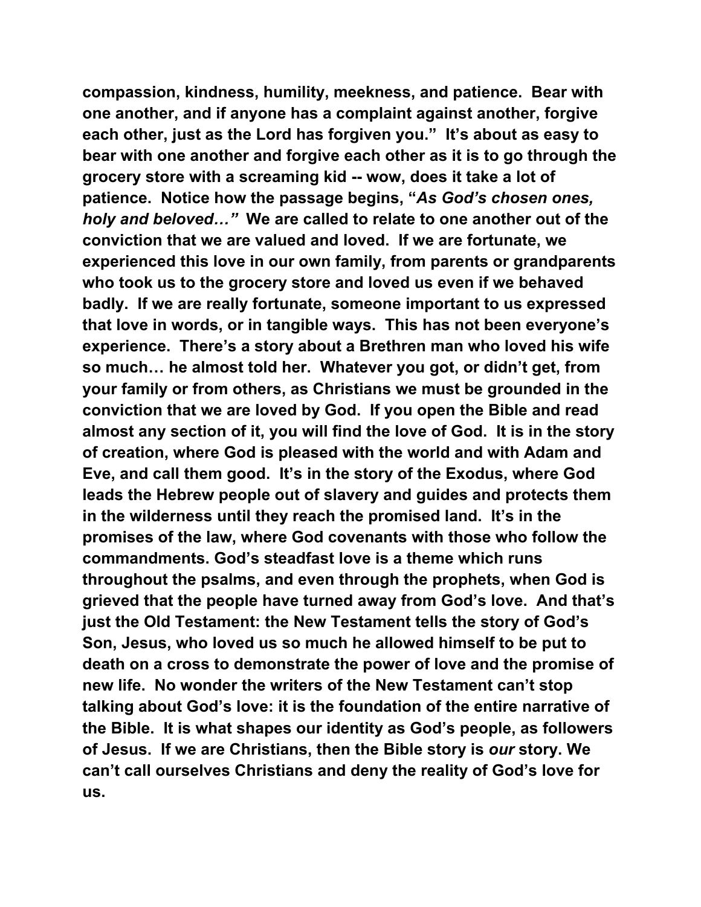**compassion, kindness, humility, meekness, and patience. Bear with one another, and if anyone has a complaint against another, forgive each other, just as the Lord has forgiven you." It's about as easy to bear with one another and forgive each other as it is to go through the grocery store with a screaming kid -- wow, does it take a lot of patience. Notice how the passage begins, "*As God's chosen ones, holy and beloved…"* We are called to relate to one another out of the conviction that we are valued and loved. If we are fortunate, we experienced this love in our own family, from parents or grandparents who took us to the grocery store and loved us even if we behaved badly. If we are really fortunate, someone important to us expressed that love in words, or in tangible ways. This has not been everyone's experience. There's a story about a Brethren man who loved his wife so much… he almost told her. Whatever you got, or didn't get, from your family or from others, as Christians we must be grounded in the conviction that we are loved by God. If you open the Bible and read almost any section of it, you will find the love of God. It is in the story of creation, where God is pleased with the world and with Adam and Eve, and call them good. It's in the story of the Exodus, where God leads the Hebrew people out of slavery and guides and protects them in the wilderness until they reach the promised land. It's in the promises of the law, where God covenants with those who follow the commandments. God's steadfast love is a theme which runs throughout the psalms, and even through the prophets, when God is grieved that the people have turned away from God's love. And that's just the Old Testament: the New Testament tells the story of God's Son, Jesus, who loved us so much he allowed himself to be put to death on a cross to demonstrate the power of love and the promise of new life. No wonder the writers of the New Testament can't stop talking about God's love: it is the foundation of the entire narrative of the Bible. It is what shapes our identity as God's people, as followers of Jesus. If we are Christians, then the Bible story is *our* story. We can't call ourselves Christians and deny the reality of God's love for us.**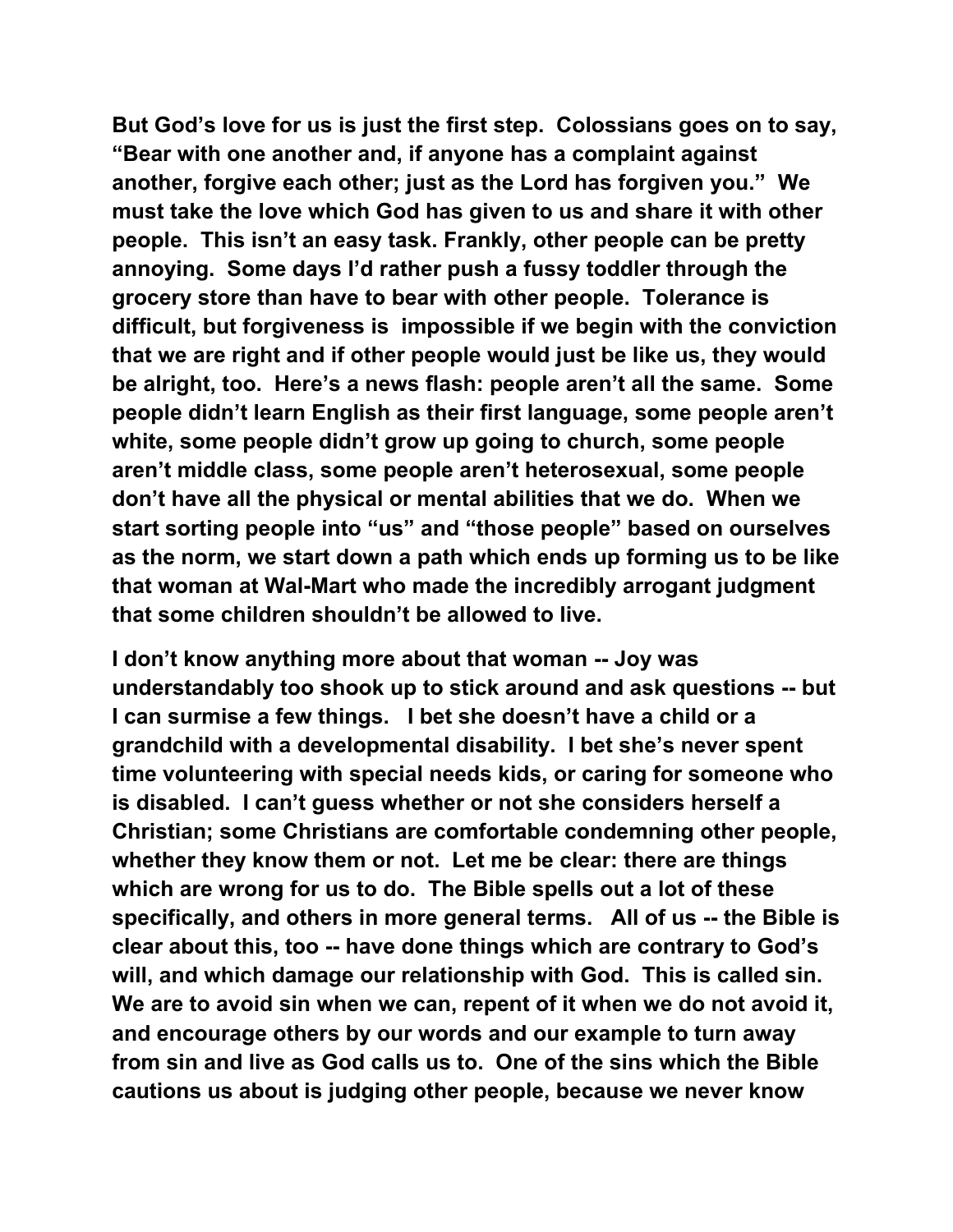But God's love for us is just the first step. Colossians goes on to say, "Bear with one another and, if anyone has a complaint against another, forgive each other; just as the Lord has forgiven you." We must take the love which God has given to us and share it with other people. This isn't an easy task. Frankly, other people can be pretty annoying. Some days I'd rather push a fussy toddler through the grocery store than have to bear with other people. Tolerance is difficult, but forgiveness is impossible if we begin with the conviction that we are right and if other people would just be like us, they would be alright, too. Here's a news flash: people aren't all the same. Some people didn't learn English as their first language, some people aren't white, some people didn't grow up going to church, some people aren't middle class, some people aren't heterosexual, some people don't have all the physical or mental abilities that we do. When we start sorting people into "us" and "those people" based on ourselves as the norm, we start down a path which ends up forming us to be like that woman at Wal-Mart who made the incredibly arrogant judgment that some children shouldn't be allowed to live.

I don't know anything more about that woman -- Joy was understandably too shook up to stick around and ask questions -- but I can surmise a few things. I bet she doesn't have a child or a grandchild with a developmental disability. I bet she's never spent time volunteering with special needs kids, or caring for someone who is disabled. I can't guess whether or not she considers herself a Christian; some Christians are comfortable condemning other people, whether they know them or not. Let me be clear: there are things which are wrong for us to do. The Bible spells out a lot of these specifically, and others in more general terms. All of us -- the Bible is clear about this, too -- have done things which are contrary to God's will, and which damage our relationship with God. This is called sin. We are to avoid sin when we can, repent of it when we do not avoid it, and encourage others by our words and our example to turn away from sin and live as God calls us to. One of the sins which the Bible cautions us about is judging other people, because we never know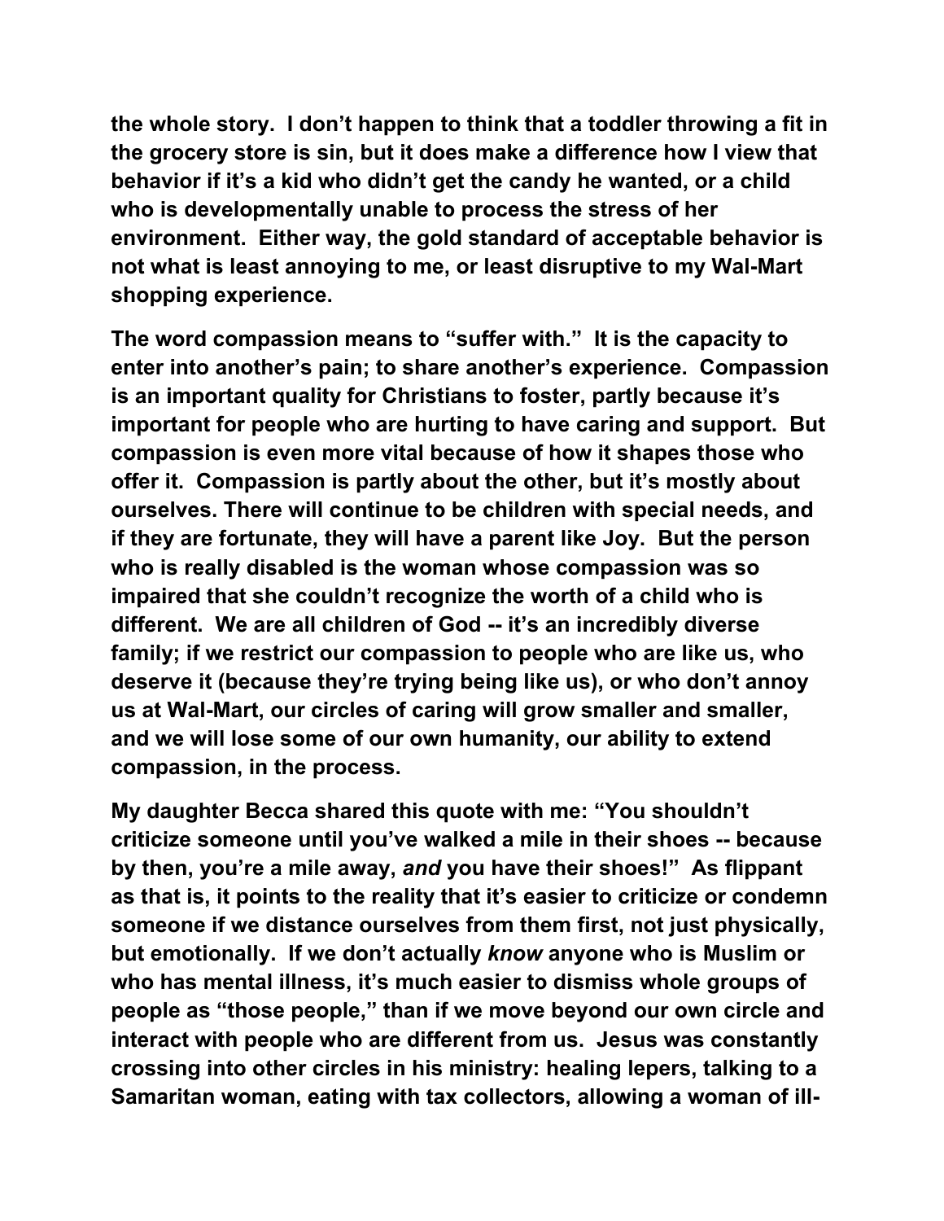the whole story. I don't happen to think that a toddler throwing a fit in the grocery store is sin, but it does make a difference how I view that behavior if it's a kid who didn't get the candy he wanted, or a child who is developmentally unable to process the stress of her environment. Either way, the gold standard of acceptable behavior is not what is least annoying to me, or least disruptive to my Wal-Mart shopping experience.

The word compassion means to "suffer with." It is the capacity to enter into another's pain; to share another's experience. Compassion is an important quality for Christians to foster, partly because it's important for people who are hurting to have caring and support. But compassion is even more vital because of how it shapes those who offer it. Compassion is partly about the other, but it's mostly about ourselves. There will continue to be children with special needs, and if they are fortunate, they will have a parent like Joy. But the person who is really disabled is the woman whose compassion was so impaired that she couldn't recognize the worth of a child who is different. We are all children of God -- it's an incredibly diverse family; if we restrict our compassion to people who are like us, who deserve it (because they're trying being like us), or who don't annoy us at Wal-Mart, our circles of caring will grow smaller and smaller, and we will lose some of our own humanity, our ability to extend compassion, in the process.

My daughter Becca shared this quote with me: "You shouldn't criticize someone until you've walked a mile in their shoes -- because by then, you're a mile away, *and* you have their shoes!" As flippant as that is, it points to the reality that it's easier to criticize or condemn someone if we distance ourselves from them first, not just physically, but emotionally. If we don't actually *know* anyone who is Muslim or who has mental illness, it's much easier to dismiss whole groups of people as "those people," than if we move beyond our own circle and interact with people who are different from us. Jesus was constantly crossing into other circles in his ministry: healing lepers, talking to a Samaritan woman, eating with tax collectors, allowing a woman of ill-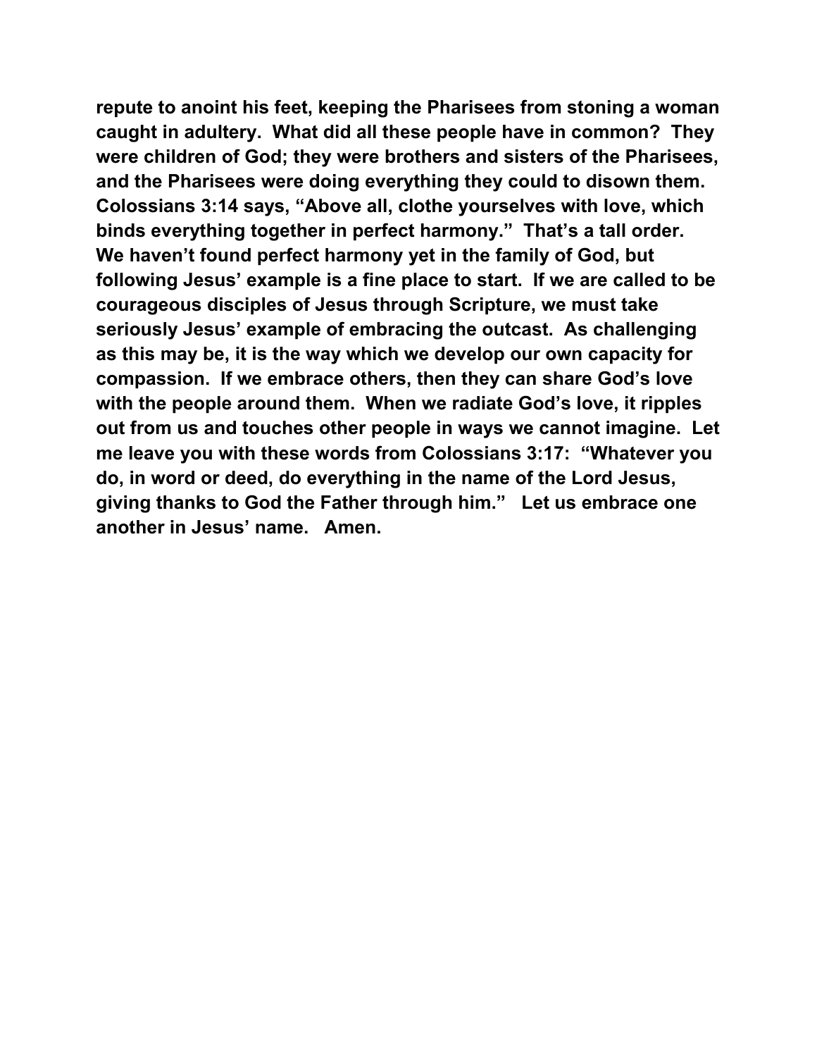**repute to anoint his feet, keeping the Pharisees from stoning a woman caught in adultery. What did all these people have in common? They were children of God; they were brothers and sisters of the Pharisees, and the Pharisees were doing everything they could to disown them. Colossians 3:14 says, "Above all, clothe yourselves with love, which binds everything together in perfect harmony." That's a tall order. We haven't found perfect harmony yet in the family of God, but following Jesus' example is a fine place to start. If we are called to be courageous disciples of Jesus through Scripture, we must take seriously Jesus' example of embracing the outcast. As challenging as this may be, it is the way which we develop our own capacity for compassion. If we embrace others, then they can share God's love with the people around them. When we radiate God's love, it ripples out from us and touches other people in ways we cannot imagine. Let me leave you with these words from Colossians 3:17: "Whatever you do, in word or deed, do everything in the name of the Lord Jesus, giving thanks to God the Father through him." Let us embrace one another in Jesus' name. Amen.**